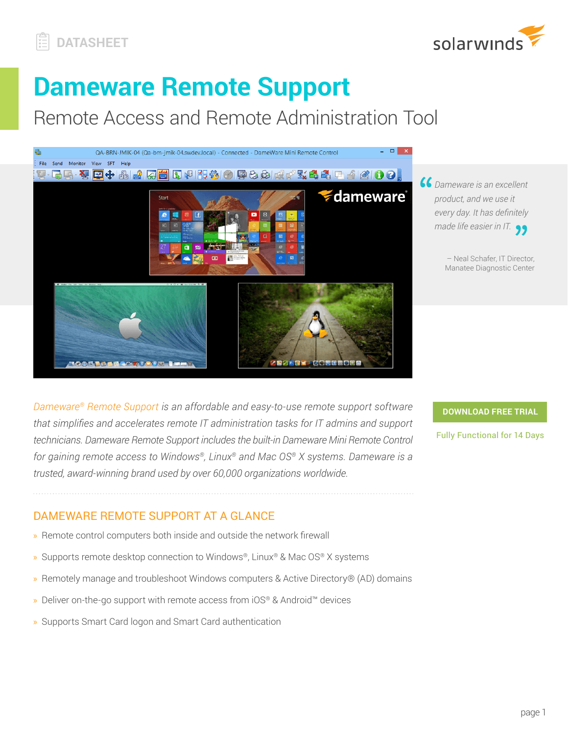DATASHEET

# Dameware Remote Support

## Remote Access and Remote Administration Tool

*"Dameware is an excellent product, and we use it every day. It has definitely made life easier in IT."*

– Neal Schafer, IT Director, Manatee Diagnostic Center

*Dameware® Remote Support is an affordable and easy-to-use remote support software that simplifies and accelerates remote IT administration tasks for IT admins and support technicians. Dameware Remote Support includes the built-in Dameware Mini Remote Control for gaining remote access to Windows®, Linux® and Mac OS® X systems. Dameware is a trusted, award-winning brand used by over 60,000 organizations worldwide.*

**DOWNLOAD FREE TRIAL**

Fully Functional for 14 Days

## DAMEWARE REMOTE SUPPORT AT A GLANCE

- Remote control computers both inside and outside the network firewall
- Supports remote desktop connection to Windows®, Linux® & Mac OS® X systems
- Remotely manage and troubleshoot Windows computers & Active Directory® (AD) domains
- Deliver on-the-go support with remote access from iOS® & Android™ devices
- Supports Smart Card logon and Smart Card authentication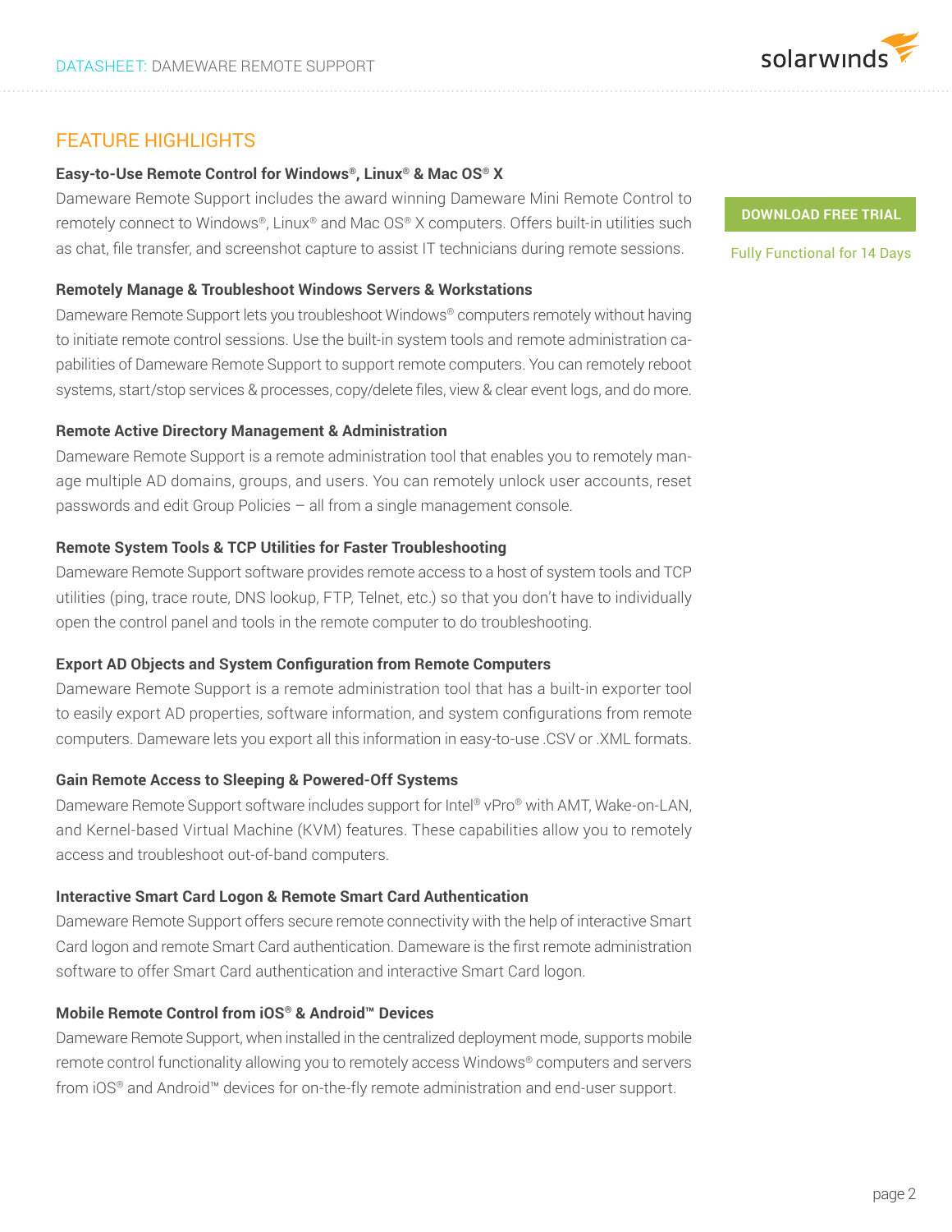## FEATURE HIGHLIGHTS

### Easy-to-Use Remote Control for Windows®, Linux® & Mac OS® X

Dameware Remote Support includes the award winning Dameware Mini Remote Control to remotely connect to Windows®, Linux® and Mac OS® X computers. Offers built-in utilities such as chat, file transfer, and screenshot capture to assist IT technicians during remote sessions.

**DOWNLOAD FREE TRIAL**

Fully Functional for 14 Days

### Remotely Manage & Troubleshoot Windows Servers & Workstations

Dameware Remote Support lets you troubleshoot Windows® computers remotely without having to initiate remote control sessions. Use the built-in system tools and remote administration capabilities of Dameware Remote Support to support remote computers. You can remotely reboot systems, start/stop services & processes, copy/delete files, view & clear event logs, and do more.

### Remote Active Directory Management & Administration

Dameware Remote Support is a remote administration tool that enables you to remotely manage multiple AD domains, groups, and users. You can remotely unlock user accounts, reset passwords and edit Group Policies – all from a single management console.

### Remote System Tools & TCP Utilities for Faster Troubleshooting

Dameware Remote Support software provides remote access to a host of system tools and TCP utilities (ping, trace route, DNS lookup, FTP, Telnet, etc.) so that you don't have to individually open the control panel and tools in the remote computer to do troubleshooting.

### Export AD Objects and System Configuration from Remote Computers

Dameware Remote Support is a remote administration tool that has a built-in exporter tool to easily export AD properties, software information, and system configurations from remote computers. Dameware lets you export all this information in easy-to-use .CSV or .XML formats.

### Gain Remote Access to Sleeping & Powered-Off Systems

Dameware Remote Support software includes support for Intel® vPro® with AMT, Wake-on-LAN, and Kernel-based Virtual Machine (KVM) features. These capabilities allow you to remotely access and troubleshoot out-of-band computers.

### Interactive Smart Card Logon & Remote Smart Card Authentication

Dameware Remote Support offers secure remote connectivity with the help of interactive Smart Card logon and remote Smart Card authentication. Dameware is the first remote administration software to offer Smart Card authentication and interactive Smart Card logon.

### Mobile Remote Control from iOS® & Android™ Devices

Dameware Remote Support, when installed in the centralized deployment mode, supports mobile remote control functionality allowing you to remotely access Windows® computers and servers from iOS® and Android™ devices for on-the-fly remote administration and end-user support.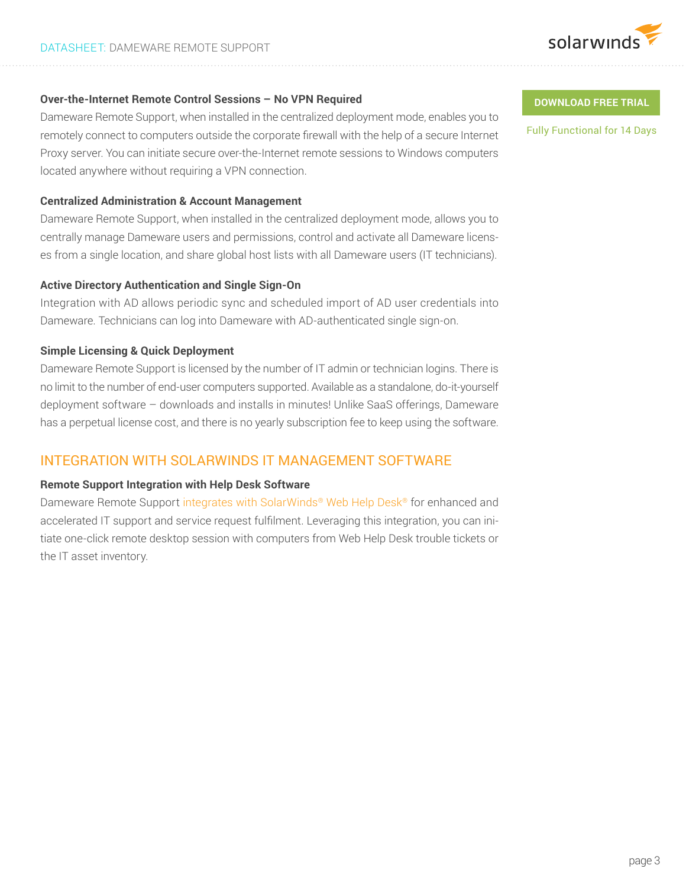**DOWNLOAD FREE TRIAL**

Fully Functional for 14 Days

### Over-the-Internet Remote Control Sessions – No VPN Required

Dameware Remote Support, when installed in the centralized deployment mode, enables you to remotely connect to computers outside the corporate firewall with the help of a secure Internet Proxy server. You can initiate secure over-the-Internet remote sessions to Windows computers located anywhere without requiring a VPN connection.

### Centralized Administration & Account Management

Dameware Remote Support, when installed in the centralized deployment mode, allows you to centrally manage Dameware users and permissions, control and activate all Dameware licenses from a single location, and share global host lists with all Dameware users (IT technicians).

### Active Directory Authentication and Single Sign-On

Integration with AD allows periodic sync and scheduled import of AD user credentials into Dameware. Technicians can log into Dameware with AD-authenticated single sign-on.

### Simple Licensing & Quick Deployment

Dameware Remote Support is licensed by the number of IT admin or technician logins. There is no limit to the number of end-user computers supported. Available as a standalone, do-it-yourself deployment software – downloads and installs in minutes! Unlike SaaS offerings, Dameware has a perpetual license cost, and there is no yearly subscription fee to keep using the software.

## INTEGRATION WITH SOLARWINDS IT MANAGEMENT SOFTWARE

### Remote Support Integration with Help Desk Software

Dameware Remote Support integrates with SolarWinds® Web Help Desk® for enhanced and accelerated IT support and service request fulfilment. Leveraging this integration, you can initiate one-click remote desktop session with computers from Web Help Desk trouble tickets or the IT asset inventory.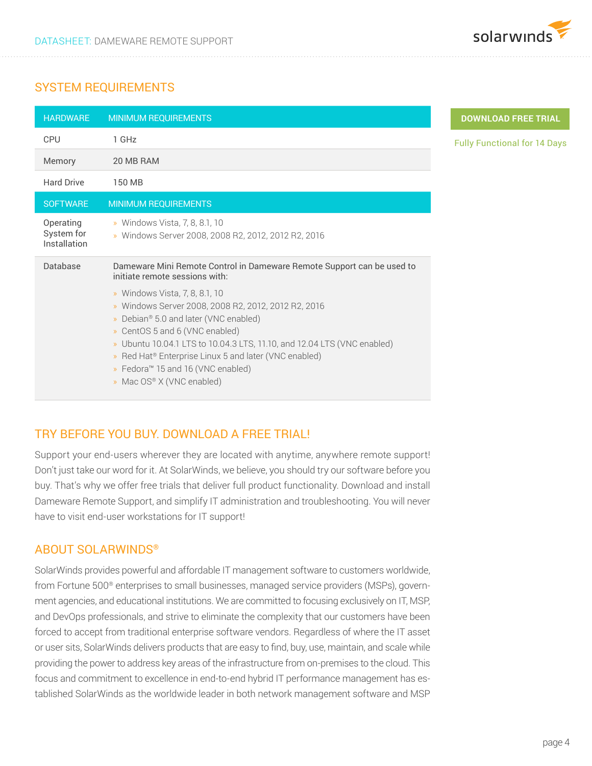## SYSTEM REQUIREMENTS

| HARDWARE | MINIMUM REQUIREMENTS |
|---|---|
| CPU | 1 GHz |
| Memory | 20 MB RAM |
| Hard Drive | 150 MB |
| **SOFTWARE** | **MINIMUM REQUIREMENTS** |
| Operating System for Installation | » Windows Vista, 7, 8, 8.1, 10<br>» Windows Server 2008, 2008 R2, 2012, 2012 R2, 2016 |
| Database | Dameware Mini Remote Control in Dameware Remote Support can be used to initiate remote sessions with:<br>» Windows Vista, 7, 8, 8.1, 10<br>» Windows Server 2008, 2008 R2, 2012, 2012 R2, 2016<br>» Debian® 5.0 and later (VNC enabled)<br>» CentOS 5 and 6 (VNC enabled)<br>» Ubuntu 10.04.1 LTS to 10.04.3 LTS, 11.10, and 12.04 LTS (VNC enabled)<br>» Red Hat® Enterprise Linux 5 and later (VNC enabled)<br>» Fedora™ 15 and 16 (VNC enabled)<br>» Mac OS® X (VNC enabled) |

**DOWNLOAD FREE TRIAL**

Fully Functional for 14 Days

## TRY BEFORE YOU BUY. DOWNLOAD A FREE TRIAL!

Support your end-users wherever they are located with anytime, anywhere remote support! Don't just take our word for it. At SolarWinds, we believe, you should try our software before you buy. That's why we offer free trials that deliver full product functionality. Download and install Dameware Remote Support, and simplify IT administration and troubleshooting. You will never have to visit end-user workstations for IT support!

## ABOUT SOLARWINDS®

SolarWinds provides powerful and affordable IT management software to customers worldwide, from Fortune 500® enterprises to small businesses, managed service providers (MSPs), government agencies, and educational institutions. We are committed to focusing exclusively on IT, MSP, and DevOps professionals, and strive to eliminate the complexity that our customers have been forced to accept from traditional enterprise software vendors. Regardless of where the IT asset or user sits, SolarWinds delivers products that are easy to find, buy, use, maintain, and scale while providing the power to address key areas of the infrastructure from on-premises to the cloud. This focus and commitment to excellence in end-to-end hybrid IT performance management has established SolarWinds as the worldwide leader in both network management software and MSP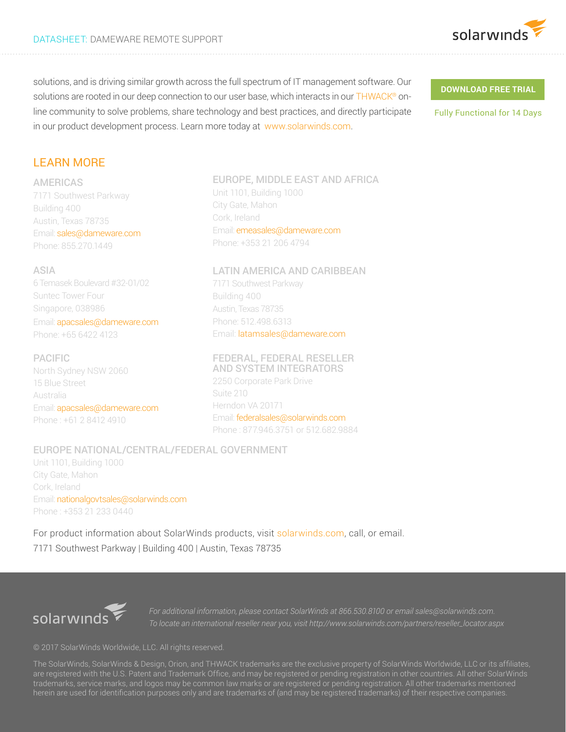solutions, and is driving similar growth across the full spectrum of IT management software. Our solutions are rooted in our deep connection to our user base, which interacts in our THWACK® online community to solve problems, share technology and best practices, and directly participate in our product development process. Learn more today at www.solarwinds.com.

DOWNLOAD FREE TRIAL

Fully Functional for 14 Days

## LEARN MORE

### AMERICAS

7171 Southwest Parkway
Building 400
Austin, Texas 78735
Email: sales@dameware.com
Phone: 855.270.1449

### ASIA

6 Temasek Boulevard #32-01/02
Suntec Tower Four
Singapore, 038986
Email: apacsales@dameware.com
Phone: +65 6422 4123

### PACIFIC

North Sydney NSW 2060
15 Blue Street
Australia
Email: apacsales@dameware.com
Phone : +61 2 8412 4910

### EUROPE, MIDDLE EAST AND AFRICA

Unit 1101, Building 1000
City Gate, Mahon
Cork, Ireland
Email: emeasales@dameware.com
Phone: +353 21 206 4794

### LATIN AMERICA AND CARIBBEAN

7171 Southwest Parkway
Building 400
Austin, Texas 78735
Phone: 512.498.6313
Email: latamsales@dameware.com

### FEDERAL, FEDERAL RESELLER AND SYSTEM INTEGRATORS

2250 Corporate Park Drive
Suite 210
Herndon VA 20171
Email: federalsales@solarwinds.com
Phone : 877.946.3751 or 512.682.9884

### EUROPE NATIONAL/CENTRAL/FEDERAL GOVERNMENT

Unit 1101, Building 1000
City Gate, Mahon
Cork, Ireland
Email: nationalgovtsales@solarwinds.com
Phone : +353 21 233 0440

For product information about SolarWinds products, visit solarwinds.com, call, or email.
7171 Southwest Parkway | Building 400 | Austin, Texas 78735

*For additional information, please contact SolarWinds at 866.530.8100 or email sales@solarwinds.com.*
*To locate an international reseller near you, visit http://www.solarwinds.com/partners/reseller_locator.aspx*

© 2017 SolarWinds Worldwide, LLC. All rights reserved.

The SolarWinds, SolarWinds & Design, Orion, and THWACK trademarks are the exclusive property of SolarWinds Worldwide, LLC or its affiliates, are registered with the U.S. Patent and Trademark Office, and may be registered or pending registration in other countries. All other SolarWinds trademarks, service marks, and logos may be common law marks or are registered or pending registration. All other trademarks mentioned herein are used for identification purposes only and are trademarks of (and may be registered trademarks) of their respective companies.